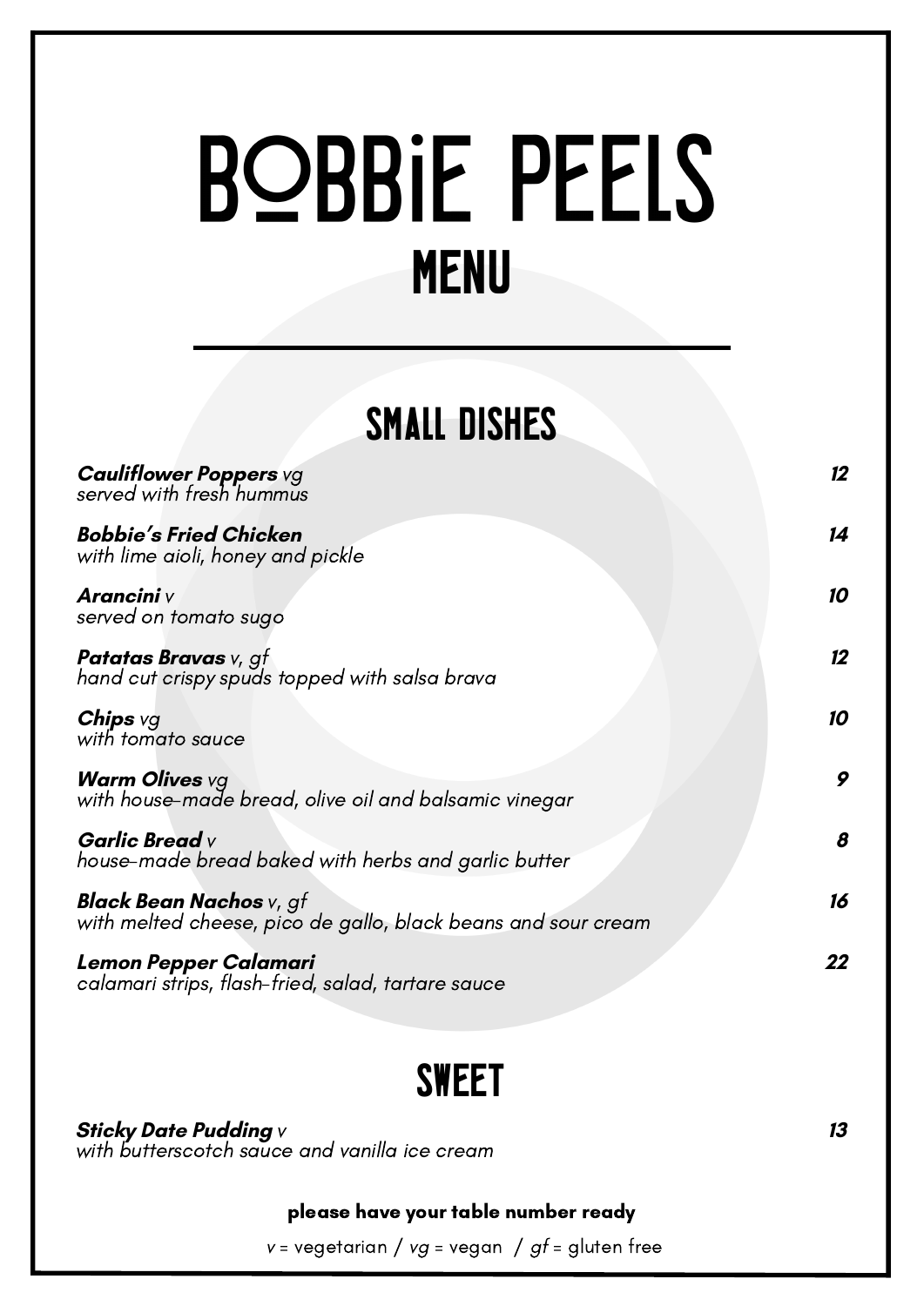# BOBBiE PEELS

## MENU

## SMALL DISHES

**_Cauliflower Poppers_** *vg* — **_12_**
*served with fresh hummus*

**_Bobbie's Fried Chicken_** — **_14_**
*with lime aioli, honey and pickle*

**_Arancini_** *v* — **_10_**
*served on tomato sugo*

**_Patatas Bravas_** *v, gf* — **_12_**
*hand cut crispy spuds topped with salsa brava*

**_Chips_** *vg* — **_10_**
*with tomato sauce*

**_Warm Olives_** *vg* — **_9_**
*with house-made bread, olive oil and balsamic vinegar*

**_Garlic Bread_** *v* — **_8_**
*house-made bread baked with herbs and garlic butter*

**_Black Bean Nachos_** *v, gf* — **_16_**
*with melted cheese, pico de gallo, black beans and sour cream*

**_Lemon Pepper Calamari_** — **_22_**
*calamari strips, flash-fried, salad, tartare sauce*

## SWEET

**_Sticky Date Pudding_** *v* — **_13_**
*with butterscotch sauce and vanilla ice cream*

**please have your table number ready**

*v* = vegetarian / *vg* = vegan / *gf* = gluten free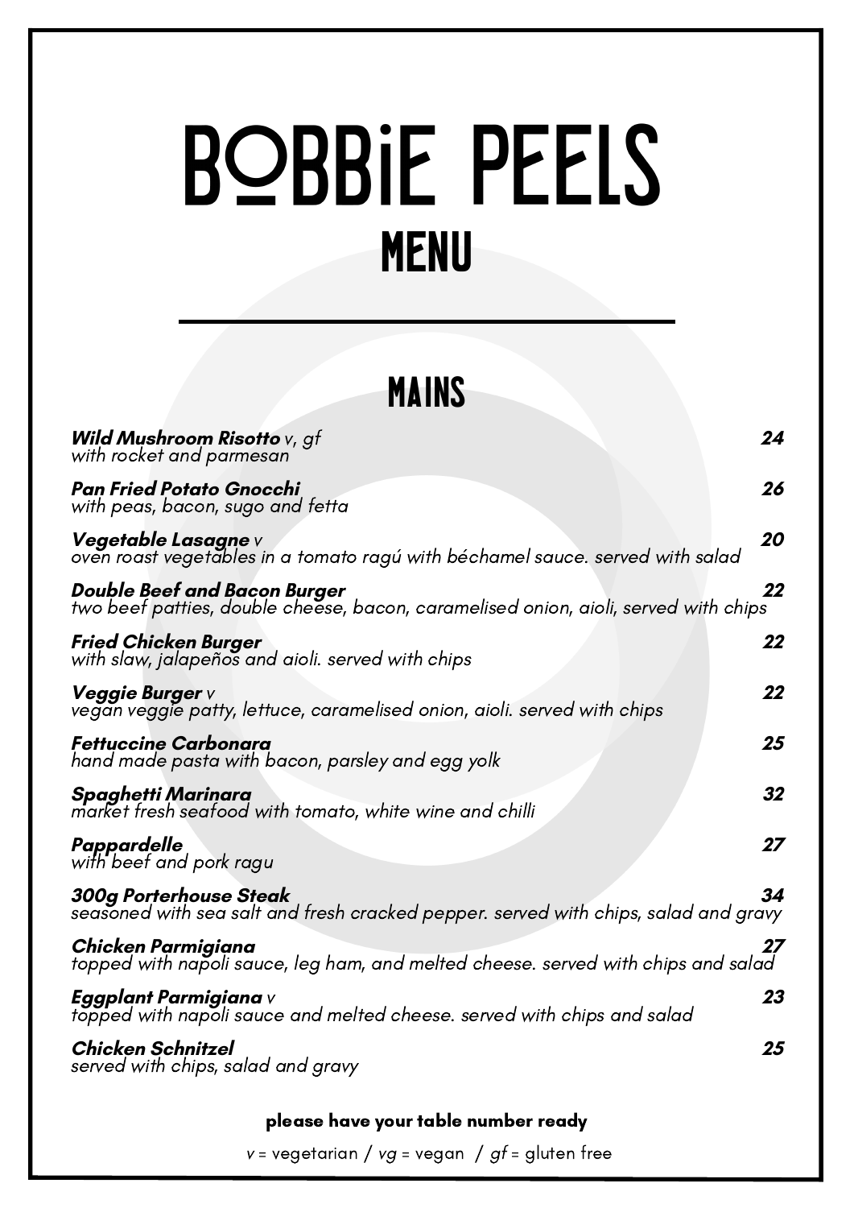# BOBBiE PEELS

## MENU

## MAINS

***Wild Mushroom Risotto*** *v, gf* — ***24***
*with rocket and parmesan*

***Pan Fried Potato Gnocchi*** — ***26***
*with peas, bacon, sugo and fetta*

***Vegetable Lasagne*** *v* — ***20***
*oven roast vegetables in a tomato ragú with béchamel sauce. served with salad*

***Double Beef and Bacon Burger*** — ***22***
*two beef patties, double cheese, bacon, caramelised onion, aioli, served with chips*

***Fried Chicken Burger*** — ***22***
*with slaw, jalapeños and aioli. served with chips*

***Veggie Burger*** *v* — ***22***
*vegan veggie patty, lettuce, caramelised onion, aioli. served with chips*

***Fettuccine Carbonara*** — ***25***
*hand made pasta with bacon, parsley and egg yolk*

***Spaghetti Marinara*** — ***32***
*market fresh seafood with tomato, white wine and chilli*

***Pappardelle*** — ***27***
*with beef and pork ragu*

***300g Porterhouse Steak*** — ***34***
*seasoned with sea salt and fresh cracked pepper. served with chips, salad and gravy*

***Chicken Parmigiana*** — ***27***
*topped with napoli sauce, leg ham, and melted cheese. served with chips and salad*

***Eggplant Parmigiana*** *v* — ***23***
*topped with napoli sauce and melted cheese. served with chips and salad*

***Chicken Schnitzel*** — ***25***
*served with chips, salad and gravy*

**please have your table number ready**

*v* = vegetarian / *vg* = vegan / *gf* = gluten free